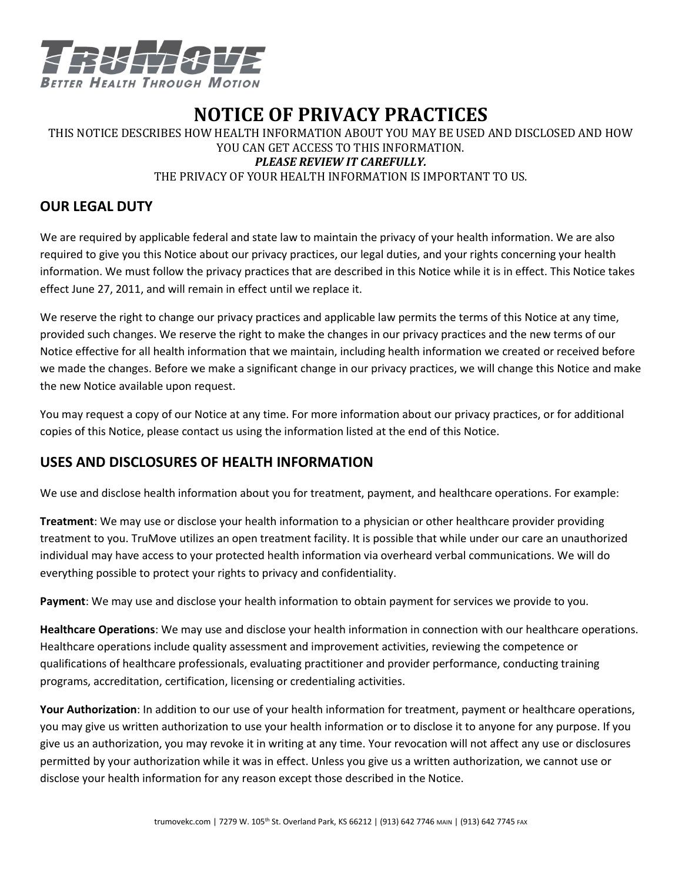**TRUMOVE**
*BETTER HEALTH THROUGH MOTION*

# NOTICE OF PRIVACY PRACTICES

THIS NOTICE DESCRIBES HOW HEALTH INFORMATION ABOUT YOU MAY BE USED AND DISCLOSED AND HOW YOU CAN GET ACCESS TO THIS INFORMATION.

***PLEASE REVIEW IT CAREFULLY.***

THE PRIVACY OF YOUR HEALTH INFORMATION IS IMPORTANT TO US.

## OUR LEGAL DUTY

We are required by applicable federal and state law to maintain the privacy of your health information. We are also required to give you this Notice about our privacy practices, our legal duties, and your rights concerning your health information. We must follow the privacy practices that are described in this Notice while it is in effect. This Notice takes effect June 27, 2011, and will remain in effect until we replace it.

We reserve the right to change our privacy practices and applicable law permits the terms of this Notice at any time, provided such changes. We reserve the right to make the changes in our privacy practices and the new terms of our Notice effective for all health information that we maintain, including health information we created or received before we made the changes. Before we make a significant change in our privacy practices, we will change this Notice and make the new Notice available upon request.

You may request a copy of our Notice at any time. For more information about our privacy practices, or for additional copies of this Notice, please contact us using the information listed at the end of this Notice.

## USES AND DISCLOSURES OF HEALTH INFORMATION

We use and disclose health information about you for treatment, payment, and healthcare operations. For example:

**Treatment**: We may use or disclose your health information to a physician or other healthcare provider providing treatment to you. TruMove utilizes an open treatment facility. It is possible that while under our care an unauthorized individual may have access to your protected health information via overheard verbal communications. We will do everything possible to protect your rights to privacy and confidentiality.

**Payment**: We may use and disclose your health information to obtain payment for services we provide to you.

**Healthcare Operations**: We may use and disclose your health information in connection with our healthcare operations. Healthcare operations include quality assessment and improvement activities, reviewing the competence or qualifications of healthcare professionals, evaluating practitioner and provider performance, conducting training programs, accreditation, certification, licensing or credentialing activities.

**Your Authorization**: In addition to our use of your health information for treatment, payment or healthcare operations, you may give us written authorization to use your health information or to disclose it to anyone for any purpose. If you give us an authorization, you may revoke it in writing at any time. Your revocation will not affect any use or disclosures permitted by your authorization while it was in effect. Unless you give us a written authorization, we cannot use or disclose your health information for any reason except those described in the Notice.

trumovekc.com | 7279 W. 105th St. Overland Park, KS 66212 | (913) 642 7746 MAIN | (913) 642 7745 FAX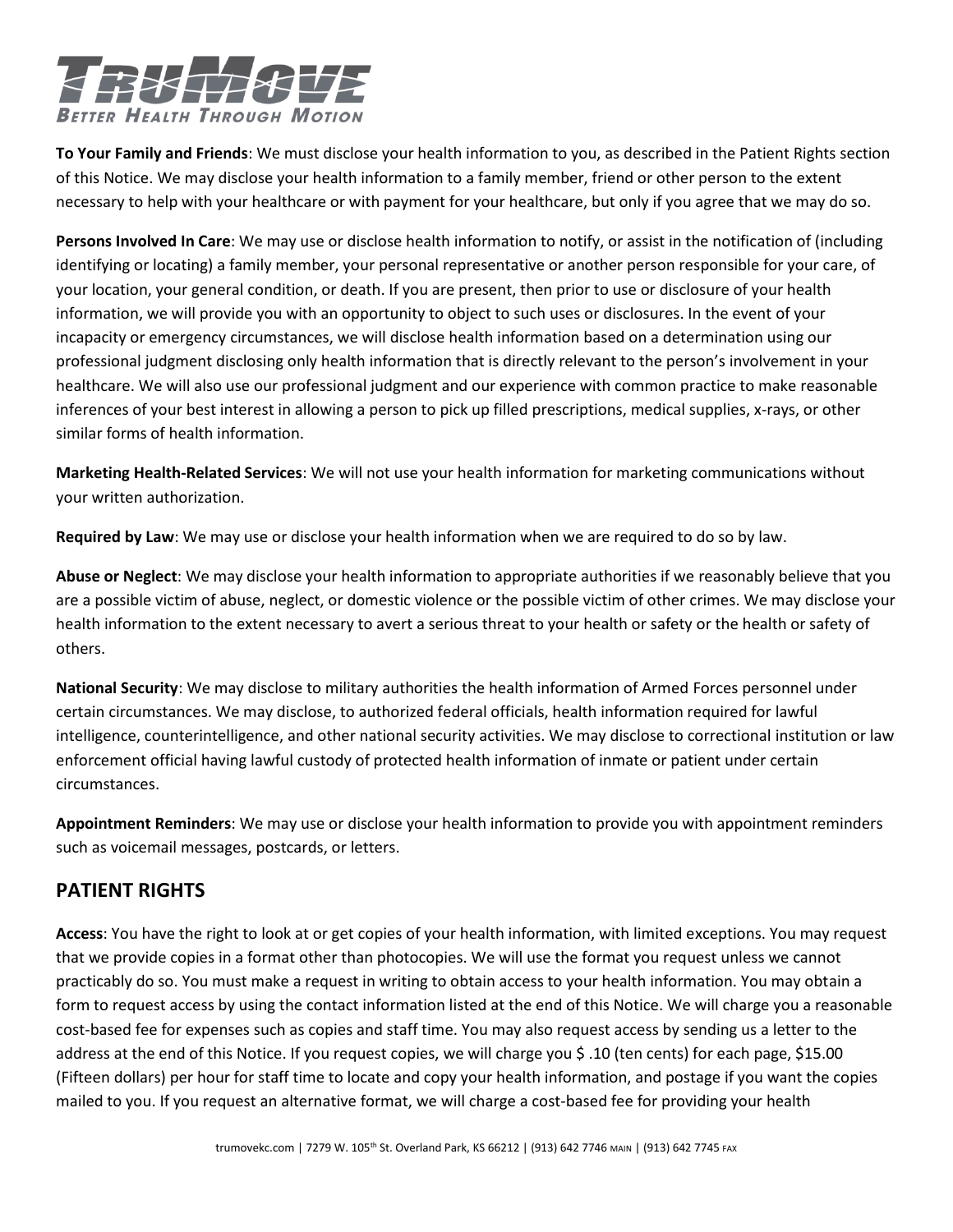**To Your Family and Friends**: We must disclose your health information to you, as described in the Patient Rights section of this Notice. We may disclose your health information to a family member, friend or other person to the extent necessary to help with your healthcare or with payment for your healthcare, but only if you agree that we may do so.

**Persons Involved In Care**: We may use or disclose health information to notify, or assist in the notification of (including identifying or locating) a family member, your personal representative or another person responsible for your care, of your location, your general condition, or death. If you are present, then prior to use or disclosure of your health information, we will provide you with an opportunity to object to such uses or disclosures. In the event of your incapacity or emergency circumstances, we will disclose health information based on a determination using our professional judgment disclosing only health information that is directly relevant to the person's involvement in your healthcare. We will also use our professional judgment and our experience with common practice to make reasonable inferences of your best interest in allowing a person to pick up filled prescriptions, medical supplies, x-rays, or other similar forms of health information.

**Marketing Health-Related Services**: We will not use your health information for marketing communications without your written authorization.

**Required by Law**: We may use or disclose your health information when we are required to do so by law.

**Abuse or Neglect**: We may disclose your health information to appropriate authorities if we reasonably believe that you are a possible victim of abuse, neglect, or domestic violence or the possible victim of other crimes. We may disclose your health information to the extent necessary to avert a serious threat to your health or safety or the health or safety of others.

**National Security**: We may disclose to military authorities the health information of Armed Forces personnel under certain circumstances. We may disclose, to authorized federal officials, health information required for lawful intelligence, counterintelligence, and other national security activities. We may disclose to correctional institution or law enforcement official having lawful custody of protected health information of inmate or patient under certain circumstances.

**Appointment Reminders**: We may use or disclose your health information to provide you with appointment reminders such as voicemail messages, postcards, or letters.

## PATIENT RIGHTS

**Access**: You have the right to look at or get copies of your health information, with limited exceptions. You may request that we provide copies in a format other than photocopies. We will use the format you request unless we cannot practicably do so. You must make a request in writing to obtain access to your health information. You may obtain a form to request access by using the contact information listed at the end of this Notice. We will charge you a reasonable cost-based fee for expenses such as copies and staff time. You may also request access by sending us a letter to the address at the end of this Notice. If you request copies, we will charge you $ .10 (ten cents) for each page, $15.00 (Fifteen dollars) per hour for staff time to locate and copy your health information, and postage if you want the copies mailed to you. If you request an alternative format, we will charge a cost-based fee for providing your health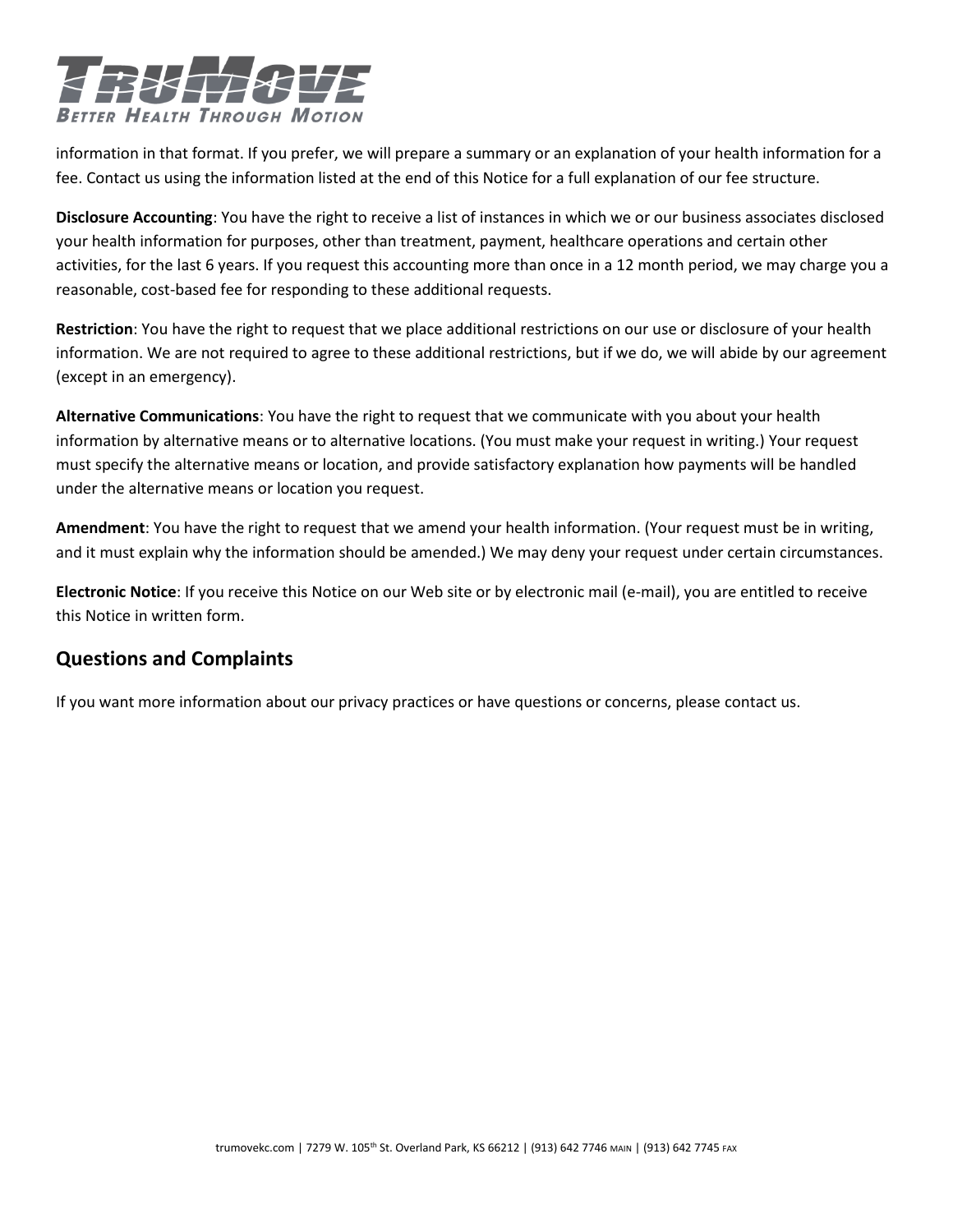information in that format. If you prefer, we will prepare a summary or an explanation of your health information for a fee. Contact us using the information listed at the end of this Notice for a full explanation of our fee structure.

**Disclosure Accounting**: You have the right to receive a list of instances in which we or our business associates disclosed your health information for purposes, other than treatment, payment, healthcare operations and certain other activities, for the last 6 years. If you request this accounting more than once in a 12 month period, we may charge you a reasonable, cost-based fee for responding to these additional requests.

**Restriction**: You have the right to request that we place additional restrictions on our use or disclosure of your health information. We are not required to agree to these additional restrictions, but if we do, we will abide by our agreement (except in an emergency).

**Alternative Communications**: You have the right to request that we communicate with you about your health information by alternative means or to alternative locations. (You must make your request in writing.) Your request must specify the alternative means or location, and provide satisfactory explanation how payments will be handled under the alternative means or location you request.

**Amendment**: You have the right to request that we amend your health information. (Your request must be in writing, and it must explain why the information should be amended.) We may deny your request under certain circumstances.

**Electronic Notice**: If you receive this Notice on our Web site or by electronic mail (e-mail), you are entitled to receive this Notice in written form.

## Questions and Complaints

If you want more information about our privacy practices or have questions or concerns, please contact us.